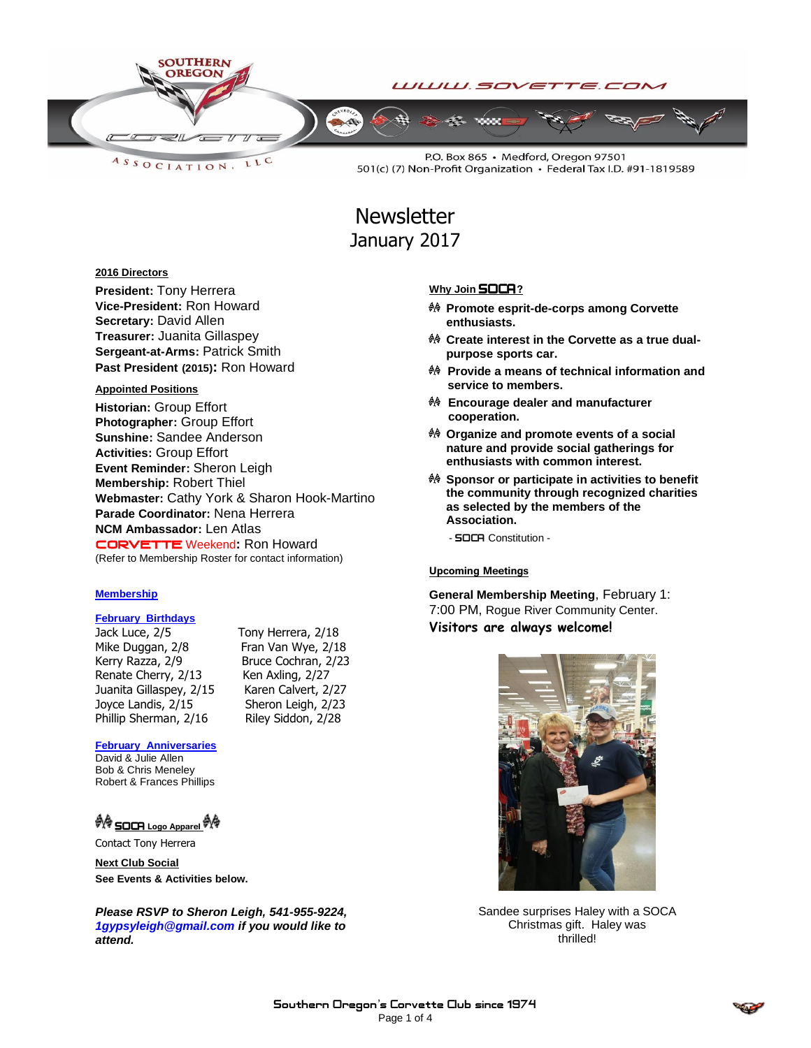SOUTHERN OREGON CORVETTE ASSOCIATION, LLC

WWW.SOVETTE.COM

P.O. Box 865 • Medford, Oregon 97501
501(c) (7) Non-Profit Organization • Federal Tax I.D. #91-1819589

# Newsletter
## January 2017

### 2016 Directors

**President:** Tony Herrera
**Vice-President:** Ron Howard
**Secretary:** David Allen
**Treasurer:** Juanita Gillaspey
**Sergeant-at-Arms:** Patrick Smith
**Past President (2015):** Ron Howard

### Appointed Positions

**Historian:** Group Effort
**Photographer:** Group Effort
**Sunshine:** Sandee Anderson
**Activities:** Group Effort
**Event Reminder:** Sheron Leigh
**Membership:** Robert Thiel
**Webmaster:** Cathy York & Sharon Hook-Martino
**Parade Coordinator:** Nena Herrera
**NCM Ambassador:** Len Atlas
**CORVETTE Weekend:** Ron Howard
(Refer to Membership Roster for contact information)

### Membership

#### February Birthdays

Jack Luce, 2/5
Mike Duggan, 2/8
Kerry Razza, 2/9
Renate Cherry, 2/13
Juanita Gillaspey, 2/15
Joyce Landis, 2/15
Phillip Sherman, 2/16
Tony Herrera, 2/18
Fran Van Wye, 2/18
Bruce Cochran, 2/23
Ken Axling, 2/27
Karen Calvert, 2/27
Sheron Leigh, 2/23
Riley Siddon, 2/28

#### February Anniversaries

David & Julie Allen
Bob & Chris Meneley
Robert & Frances Phillips

### SOCA Logo Apparel

Contact Tony Herrera

### Next Club Social

**See Events & Activities below.**

***Please RSVP to Sheron Leigh, 541-955-9224, 1gypsyleigh@gmail.com if you would like to attend.***

### Why Join SOCA?

- **Promote esprit-de-corps among Corvette enthusiasts.**
- **Create interest in the Corvette as a true dual-purpose sports car.**
- **Provide a means of technical information and service to members.**
- **Encourage dealer and manufacturer cooperation.**
- **Organize and promote events of a social nature and provide social gatherings for enthusiasts with common interest.**
- **Sponsor or participate in activities to benefit the community through recognized charities as selected by the members of the Association.**

- SOCA Constitution -

### Upcoming Meetings

**General Membership Meeting**, February 1: 7:00 PM, Rogue River Community Center.

**Visitors are always welcome!**

Sandee surprises Haley with a SOCA Christmas gift. Haley was thrilled!

Southern Oregon's Corvette Club since 1974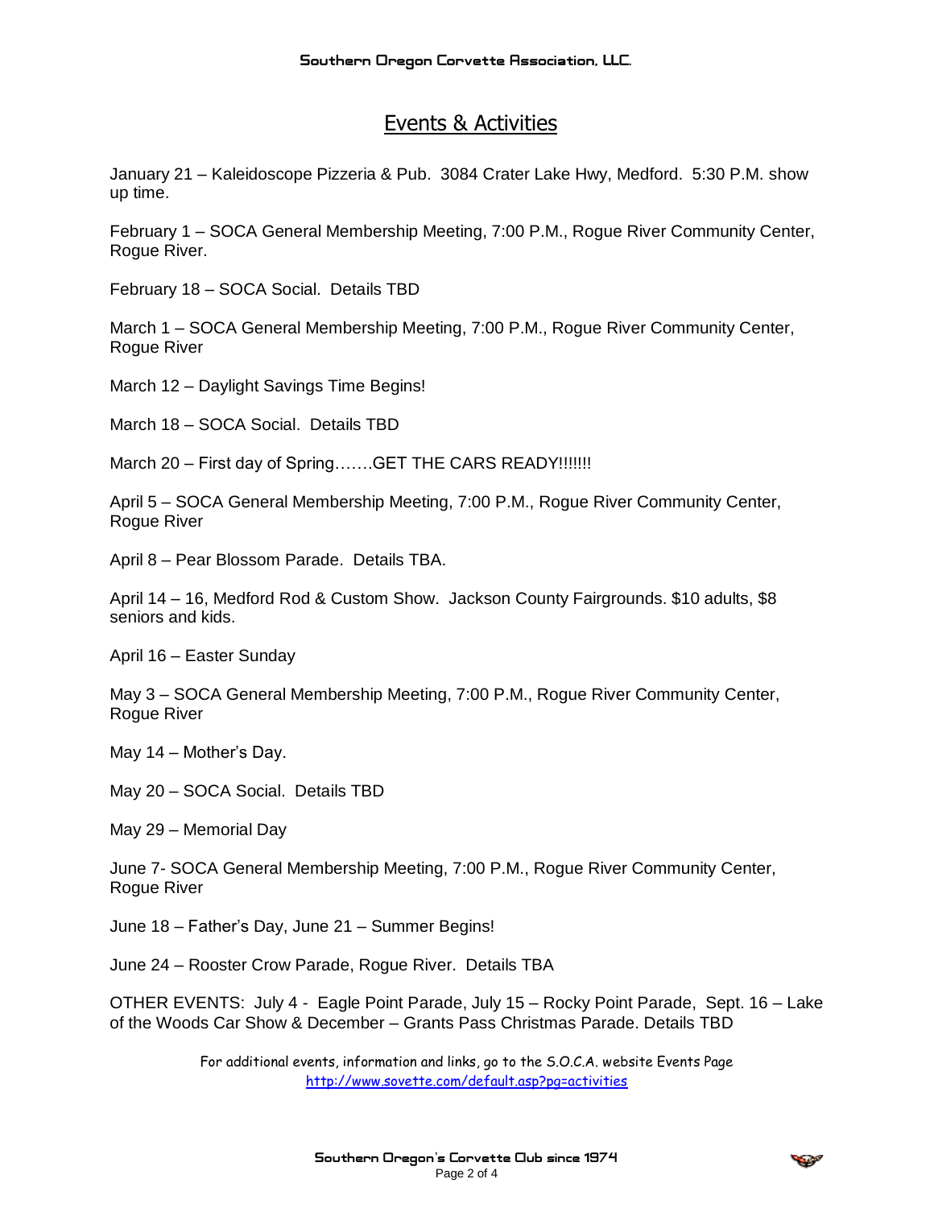## Events & Activities

January 21 – Kaleidoscope Pizzeria & Pub. 3084 Crater Lake Hwy, Medford. 5:30 P.M. show up time.

February 1 – SOCA General Membership Meeting, 7:00 P.M., Rogue River Community Center, Rogue River.

February 18 – SOCA Social. Details TBD

March 1 – SOCA General Membership Meeting, 7:00 P.M., Rogue River Community Center, Rogue River

March 12 – Daylight Savings Time Begins!

March 18 – SOCA Social. Details TBD

March 20 – First day of Spring…….GET THE CARS READY!!!!!!!

April 5 – SOCA General Membership Meeting, 7:00 P.M., Rogue River Community Center, Rogue River

April 8 – Pear Blossom Parade. Details TBA.

April 14 – 16, Medford Rod & Custom Show. Jackson County Fairgrounds. $10 adults, $8 seniors and kids.

April 16 – Easter Sunday

May 3 – SOCA General Membership Meeting, 7:00 P.M., Rogue River Community Center, Rogue River

May 14 – Mother's Day.

May 20 – SOCA Social. Details TBD

May 29 – Memorial Day

June 7- SOCA General Membership Meeting, 7:00 P.M., Rogue River Community Center, Rogue River

June 18 – Father's Day, June 21 – Summer Begins!

June 24 – Rooster Crow Parade, Rogue River. Details TBA

OTHER EVENTS: July 4 - Eagle Point Parade, July 15 – Rocky Point Parade, Sept. 16 – Lake of the Woods Car Show & December – Grants Pass Christmas Parade. Details TBD

For additional events, information and links, go to the S.O.C.A. website Events Page
http://www.sovette.com/default.asp?pg=activities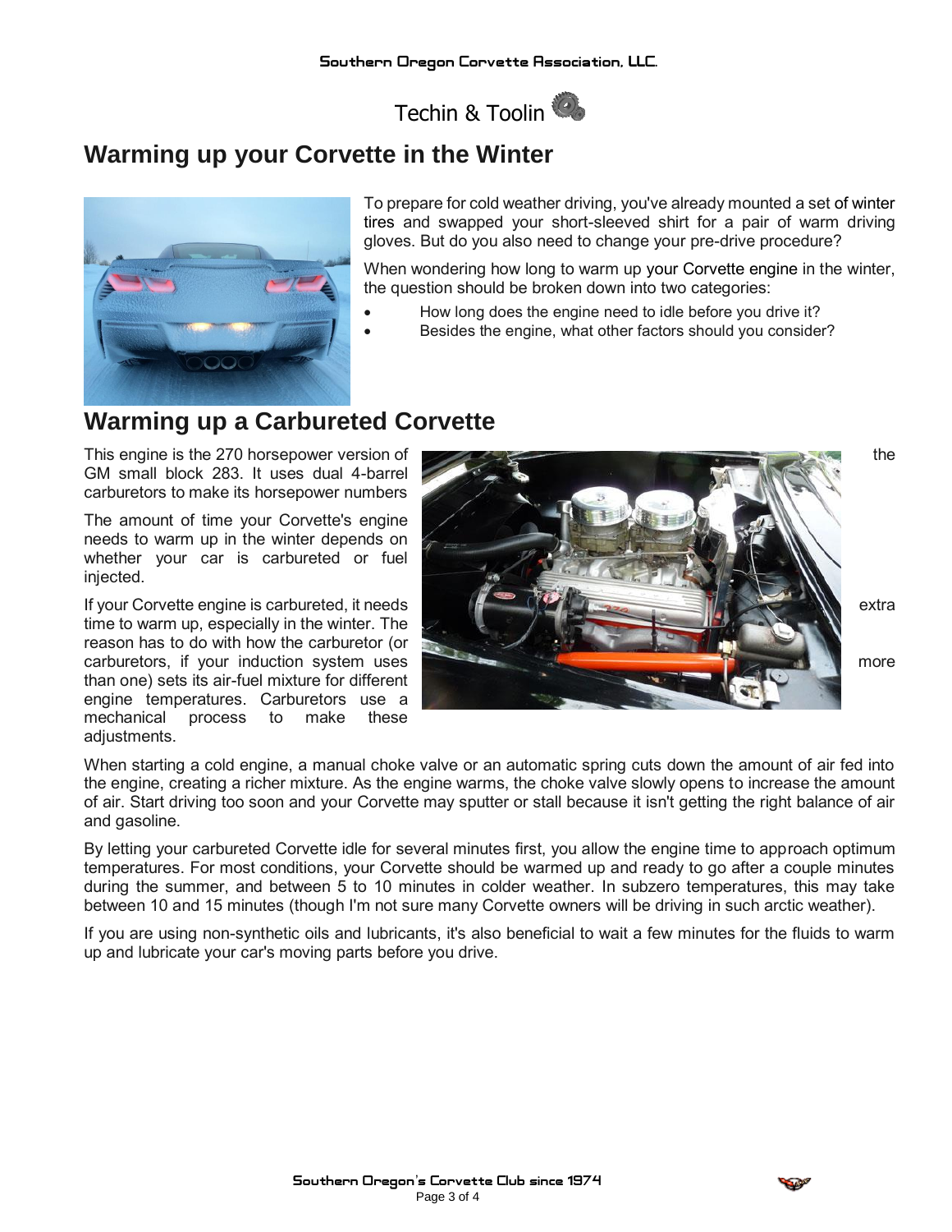# Techin & Toolin

## Warming up your Corvette in the Winter

To prepare for cold weather driving, you've already mounted a set of winter tires and swapped your short-sleeved shirt for a pair of warm driving gloves. But do you also need to change your pre-drive procedure?

When wondering how long to warm up your Corvette engine in the winter, the question should be broken down into two categories:

- How long does the engine need to idle before you drive it?
- Besides the engine, what other factors should you consider?

## Warming up a Carbureted Corvette

This engine is the 270 horsepower version of the GM small block 283. It uses dual 4-barrel carburetors to make its horsepower numbers

The amount of time your Corvette's engine needs to warm up in the winter depends on whether your car is carbureted or fuel injected.

If your Corvette engine is carbureted, it needs extra time to warm up, especially in the winter. The reason has to do with how the carburetor (or carburetors, if your induction system uses more than one) sets its air-fuel mixture for different engine temperatures. Carburetors use a mechanical process to make these adjustments.

When starting a cold engine, a manual choke valve or an automatic spring cuts down the amount of air fed into the engine, creating a richer mixture. As the engine warms, the choke valve slowly opens to increase the amount of air. Start driving too soon and your Corvette may sputter or stall because it isn't getting the right balance of air and gasoline.

By letting your carbureted Corvette idle for several minutes first, you allow the engine time to approach optimum temperatures. For most conditions, your Corvette should be warmed up and ready to go after a couple minutes during the summer, and between 5 to 10 minutes in colder weather. In subzero temperatures, this may take between 10 and 15 minutes (though I'm not sure many Corvette owners will be driving in such arctic weather).

If you are using non-synthetic oils and lubricants, it's also beneficial to wait a few minutes for the fluids to warm up and lubricate your car's moving parts before you drive.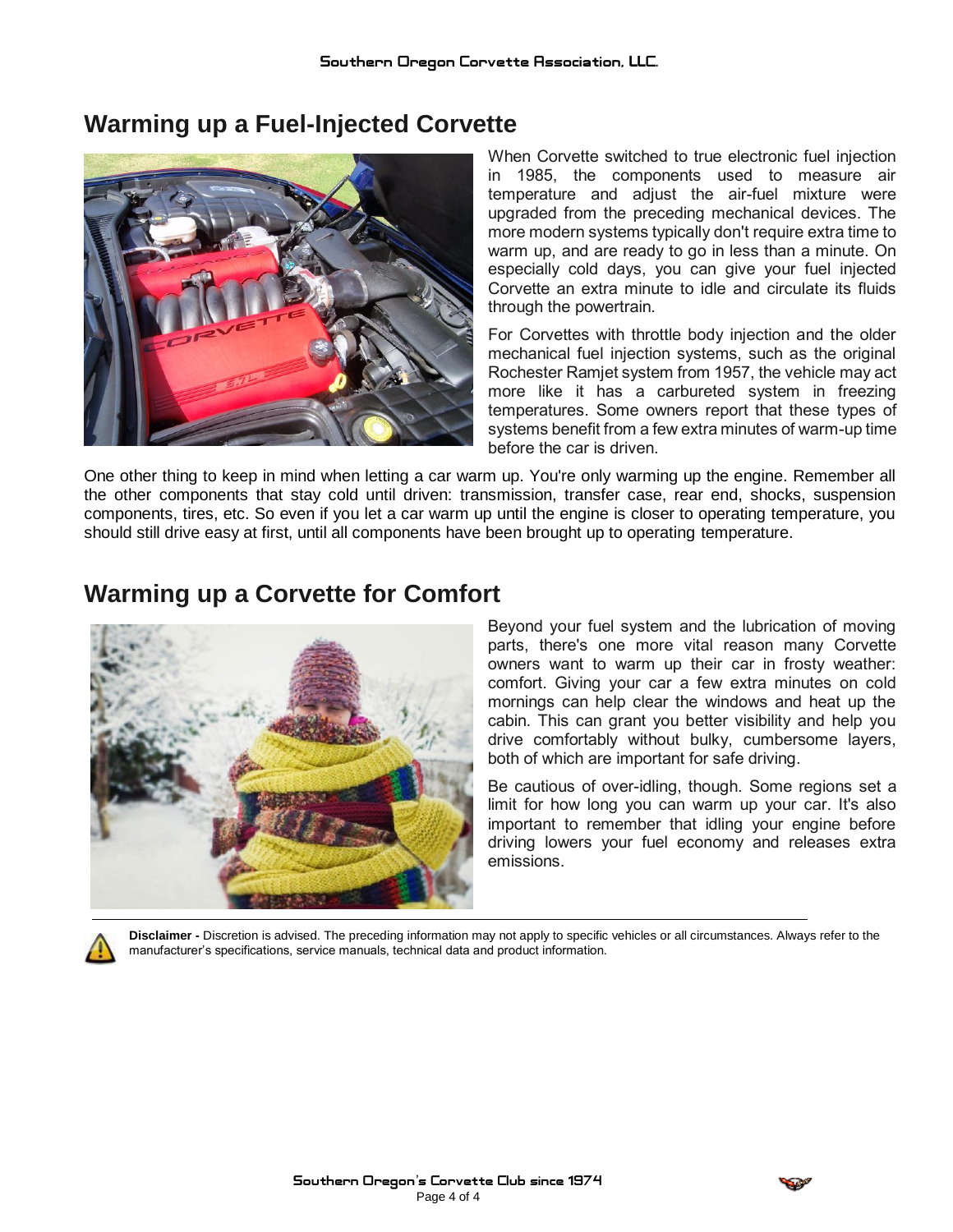## Warming up a Fuel-Injected Corvette

When Corvette switched to true electronic fuel injection in 1985, the components used to measure air temperature and adjust the air-fuel mixture were upgraded from the preceding mechanical devices. The more modern systems typically don't require extra time to warm up, and are ready to go in less than a minute. On especially cold days, you can give your fuel injected Corvette an extra minute to idle and circulate its fluids through the powertrain.

For Corvettes with throttle body injection and the older mechanical fuel injection systems, such as the original Rochester Ramjet system from 1957, the vehicle may act more like it has a carbureted system in freezing temperatures. Some owners report that these types of systems benefit from a few extra minutes of warm-up time before the car is driven.

One other thing to keep in mind when letting a car warm up. You're only warming up the engine. Remember all the other components that stay cold until driven: transmission, transfer case, rear end, shocks, suspension components, tires, etc. So even if you let a car warm up until the engine is closer to operating temperature, you should still drive easy at first, until all components have been brought up to operating temperature.

## Warming up a Corvette for Comfort

Beyond your fuel system and the lubrication of moving parts, there's one more vital reason many Corvette owners want to warm up their car in frosty weather: comfort. Giving your car a few extra minutes on cold mornings can help clear the windows and heat up the cabin. This can grant you better visibility and help you drive comfortably without bulky, cumbersome layers, both of which are important for safe driving.

Be cautious of over-idling, though. Some regions set a limit for how long you can warm up your car. It's also important to remember that idling your engine before driving lowers your fuel economy and releases extra emissions.

---

**Disclaimer -** Discretion is advised. The preceding information may not apply to specific vehicles or all circumstances. Always refer to the manufacturer's specifications, service manuals, technical data and product information.